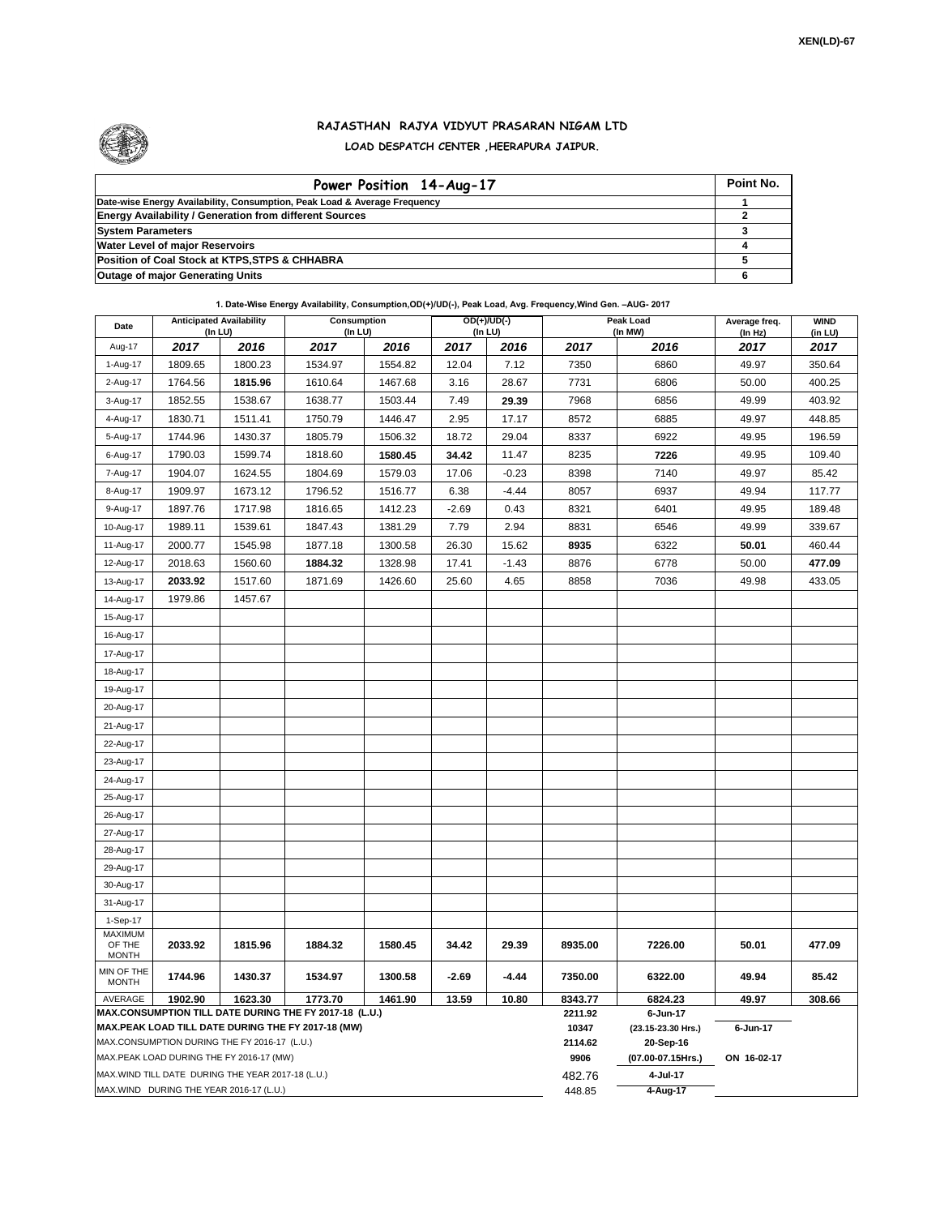XEN(LD)-67

# RAJASTHAN RAJYA VIDYUT PRASARAN NIGAM LTD

## LOAD DESPATCH CENTER ,HEERAPURA JAIPUR.

| Power Position 14-Aug-17 | Point No. |
|---|---|
| Date-wise Energy Availability, Consumption, Peak Load & Average Frequency | 1 |
| Energy Availability / Generation from different Sources | 2 |
| System Parameters | 3 |
| Water Level of major Reservoirs | 4 |
| Position of Coal Stock at KTPS,STPS & CHHABRA | 5 |
| Outage of major Generating Units | 6 |

**1. Date-Wise Energy Availability, Consumption,OD(+)/UD(-), Peak Load, Avg. Frequency,Wind Gen. –AUG- 2017**

| Date | Anticipated Availability (In LU) | | Consumption (In LU) | | OD(+)/UD(-) (In LU) | | Peak Load (In MW) | | Average freq. (In Hz) | WIND (in LU) |
|---|---|---|---|---|---|---|---|---|---|---|
| Aug-17 | 2017 | 2016 | 2017 | 2016 | 2017 | 2016 | 2017 | 2016 | 2017 | 2017 |
| 1-Aug-17 | 1809.65 | 1800.23 | 1534.97 | 1554.82 | 12.04 | 7.12 | 7350 | 6860 | 49.97 | 350.64 |
| 2-Aug-17 | 1764.56 | **1815.96** | 1610.64 | 1467.68 | 3.16 | 28.67 | 7731 | 6806 | 50.00 | 400.25 |
| 3-Aug-17 | 1852.55 | 1538.67 | 1638.77 | 1503.44 | 7.49 | **29.39** | 7968 | 6856 | 49.99 | 403.92 |
| 4-Aug-17 | 1830.71 | 1511.41 | 1750.79 | 1446.47 | 2.95 | 17.17 | 8572 | 6885 | 49.97 | 448.85 |
| 5-Aug-17 | 1744.96 | 1430.37 | 1805.79 | 1506.32 | 18.72 | 29.04 | 8337 | 6922 | 49.95 | 196.59 |
| 6-Aug-17 | 1790.03 | 1599.74 | 1818.60 | **1580.45** | **34.42** | 11.47 | 8235 | **7226** | 49.95 | 109.40 |
| 7-Aug-17 | 1904.07 | 1624.55 | 1804.69 | 1579.03 | 17.06 | -0.23 | 8398 | 7140 | 49.97 | 85.42 |
| 8-Aug-17 | 1909.97 | 1673.12 | 1796.52 | 1516.77 | 6.38 | -4.44 | 8057 | 6937 | 49.94 | 117.77 |
| 9-Aug-17 | 1897.76 | 1717.98 | 1816.65 | 1412.23 | -2.69 | 0.43 | 8321 | 6401 | 49.95 | 189.48 |
| 10-Aug-17 | 1989.11 | 1539.61 | 1847.43 | 1381.29 | 7.79 | 2.94 | 8831 | 6546 | 49.99 | 339.67 |
| 11-Aug-17 | 2000.77 | 1545.98 | 1877.18 | 1300.58 | 26.30 | 15.62 | **8935** | 6322 | **50.01** | 460.44 |
| 12-Aug-17 | 2018.63 | 1560.60 | **1884.32** | 1328.98 | 17.41 | -1.43 | 8876 | 6778 | 50.00 | **477.09** |
| 13-Aug-17 | **2033.92** | 1517.60 | 1871.69 | 1426.60 | 25.60 | 4.65 | 8858 | 7036 | 49.98 | 433.05 |
| 14-Aug-17 | 1979.86 | 1457.67 | | | | | | | | |
| 15-Aug-17 | | | | | | | | | | |
| 16-Aug-17 | | | | | | | | | | |
| 17-Aug-17 | | | | | | | | | | |
| 18-Aug-17 | | | | | | | | | | |
| 19-Aug-17 | | | | | | | | | | |
| 20-Aug-17 | | | | | | | | | | |
| 21-Aug-17 | | | | | | | | | | |
| 22-Aug-17 | | | | | | | | | | |
| 23-Aug-17 | | | | | | | | | | |
| 24-Aug-17 | | | | | | | | | | |
| 25-Aug-17 | | | | | | | | | | |
| 26-Aug-17 | | | | | | | | | | |
| 27-Aug-17 | | | | | | | | | | |
| 28-Aug-17 | | | | | | | | | | |
| 29-Aug-17 | | | | | | | | | | |
| 30-Aug-17 | | | | | | | | | | |
| 31-Aug-17 | | | | | | | | | | |
| 1-Sep-17 | | | | | | | | | | |
| MAXIMUM OF THE MONTH | 2033.92 | 1815.96 | 1884.32 | 1580.45 | 34.42 | 29.39 | 8935.00 | 7226.00 | 50.01 | 477.09 |
| MIN OF THE MONTH | 1744.96 | 1430.37 | 1534.97 | 1300.58 | -2.69 | -4.44 | 7350.00 | 6322.00 | 49.94 | 85.42 |
| AVERAGE | 1902.90 | 1623.30 | 1773.70 | 1461.90 | 13.59 | 10.80 | 8343.77 | 6824.23 | 49.97 | 308.66 |
| MAX.CONSUMPTION TILL DATE DURING THE FY 2017-18 (L.U.) | | | | | | | 2211.92 | 6-Jun-17 | | |
| MAX.PEAK LOAD TILL DATE DURING THE FY 2017-18 (MW) | | | | | | | 10347 | (23.15-23.30 Hrs.) | 6-Jun-17 | |
| MAX.CONSUMPTION DURING THE FY 2016-17 (L.U.) | | | | | | | 2114.62 | 20-Sep-16 | | |
| MAX.PEAK LOAD DURING THE FY 2016-17 (MW) | | | | | | | 9906 | (07.00-07.15Hrs.) | ON 16-02-17 | |
| MAX.WIND TILL DATE DURING THE YEAR 2017-18 (L.U.) | | | | | | | 482.76 | 4-Jul-17 | | |
| MAX.WIND DURING THE YEAR 2016-17 (L.U.) | | | | | | | 448.85 | 4-Aug-17 | | |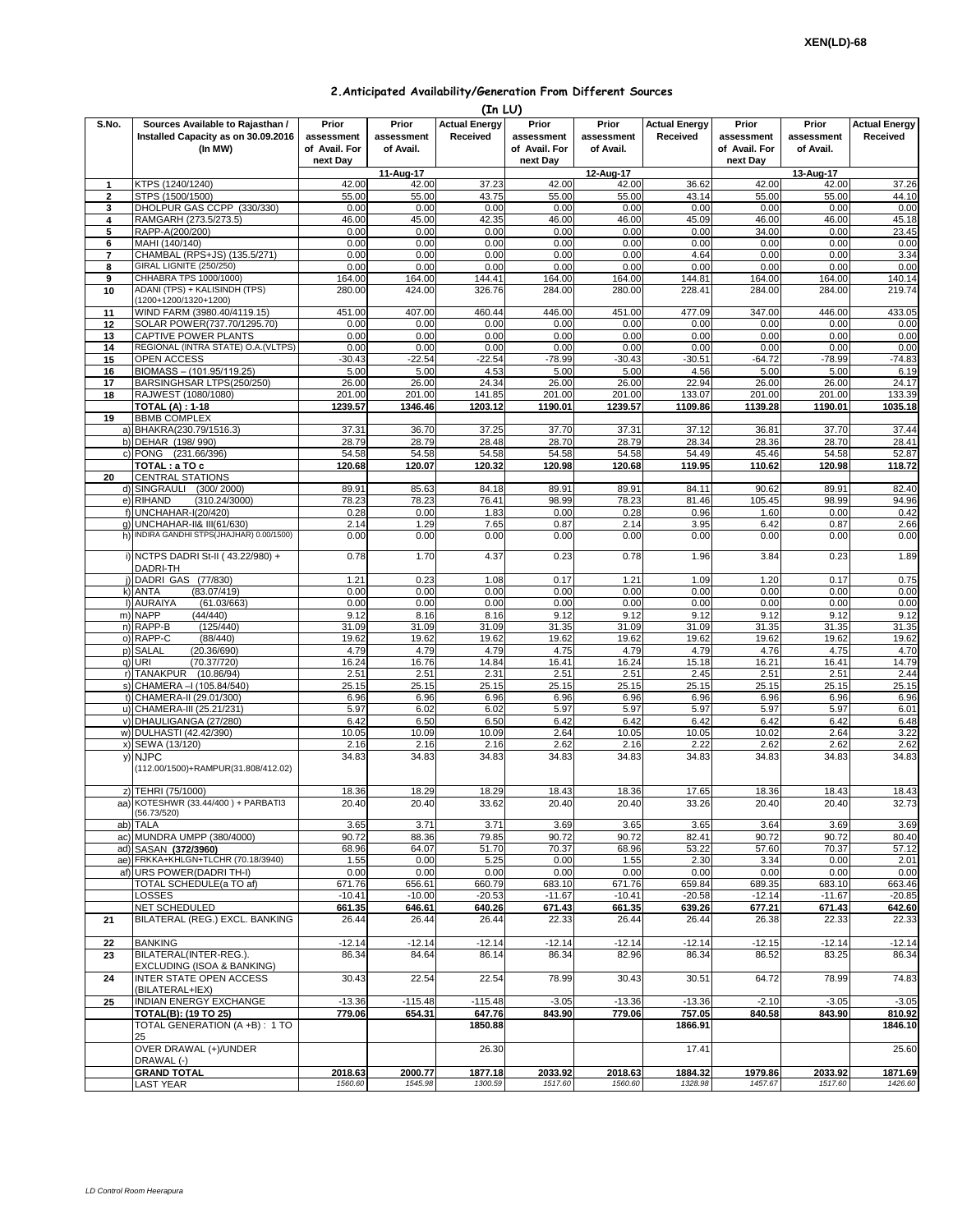XEN(LD)-68

## 2.Anticipated Availability/Generation From Different Sources

(In LU)

| S.No. | Sources Available to Rajasthan / Installed Capacity as on 30.09.2016 (In MW) | Prior assessment of Avail. For next Day | Prior assessment of Avail. | Actual Energy Received | Prior assessment of Avail. For next Day | Prior assessment of Avail. | Actual Energy Received | Prior assessment of Avail. For next Day | Prior assessment of Avail. | Actual Energy Received |
|---|---|---|---|---|---|---|---|---|---|---|
| | | | 11-Aug-17 | | | 12-Aug-17 | | | 13-Aug-17 | |
| 1 | KTPS (1240/1240) | 42.00 | 42.00 | 37.23 | 42.00 | 42.00 | 36.62 | 42.00 | 42.00 | 37.26 |
| 2 | STPS (1500/1500) | 55.00 | 55.00 | 43.75 | 55.00 | 55.00 | 43.14 | 55.00 | 55.00 | 44.10 |
| 3 | DHOLPUR GAS CCPP (330/330) | 0.00 | 0.00 | 0.00 | 0.00 | 0.00 | 0.00 | 0.00 | 0.00 | 0.00 |
| 4 | RAMGARH (273.5/273.5) | 46.00 | 45.00 | 42.35 | 46.00 | 46.00 | 45.09 | 46.00 | 46.00 | 45.18 |
| 5 | RAPP-A(200/200) | 0.00 | 0.00 | 0.00 | 0.00 | 0.00 | 0.00 | 34.00 | 0.00 | 23.45 |
| 6 | MAHI (140/140) | 0.00 | 0.00 | 0.00 | 0.00 | 0.00 | 0.00 | 0.00 | 0.00 | 0.00 |
| 7 | CHAMBAL (RPS+JS) (135.5/271) | 0.00 | 0.00 | 0.00 | 0.00 | 0.00 | 4.64 | 0.00 | 0.00 | 3.34 |
| 8 | GIRAL LIGNITE (250/250) | 0.00 | 0.00 | 0.00 | 0.00 | 0.00 | 0.00 | 0.00 | 0.00 | 0.00 |
| 9 | CHHABRA TPS 1000/1000) | 164.00 | 164.00 | 144.41 | 164.00 | 164.00 | 144.81 | 164.00 | 164.00 | 140.14 |
| 10 | ADANI (TPS) + KALISINDH (TPS) (1200+1200/1320+1200) | 280.00 | 424.00 | 326.76 | 284.00 | 280.00 | 228.41 | 284.00 | 284.00 | 219.74 |
| 11 | WIND FARM (3980.40/4119.15) | 451.00 | 407.00 | 460.44 | 446.00 | 451.00 | 477.09 | 347.00 | 446.00 | 433.05 |
| 12 | SOLAR POWER(737.70/1295.70) | 0.00 | 0.00 | 0.00 | 0.00 | 0.00 | 0.00 | 0.00 | 0.00 | 0.00 |
| 13 | CAPTIVE POWER PLANTS | 0.00 | 0.00 | 0.00 | 0.00 | 0.00 | 0.00 | 0.00 | 0.00 | 0.00 |
| 14 | REGIONAL (INTRA STATE) O.A.(VLTPS) | 0.00 | 0.00 | 0.00 | 0.00 | 0.00 | 0.00 | 0.00 | 0.00 | 0.00 |
| 15 | OPEN ACCESS | -30.43 | -22.54 | -22.54 | -78.99 | -30.43 | -30.51 | -64.72 | -78.99 | -74.83 |
| 16 | BIOMASS – (101.95/119.25) | 5.00 | 5.00 | 4.53 | 5.00 | 5.00 | 4.56 | 5.00 | 5.00 | 6.19 |
| 17 | BARSINGHSAR LTPS(250/250) | 26.00 | 26.00 | 24.34 | 26.00 | 26.00 | 22.94 | 26.00 | 26.00 | 24.17 |
| 18 | RAJWEST (1080/1080) | 201.00 | 201.00 | 141.85 | 201.00 | 201.00 | 133.07 | 201.00 | 201.00 | 133.39 |
| | **TOTAL (A) : 1-18** | **1239.57** | **1346.46** | **1203.12** | **1190.01** | **1239.57** | **1109.86** | **1139.28** | **1190.01** | **1035.18** |
| 19 | BBMB COMPLEX | | | | | | | | | |
| a) | BHAKRA(230.79/1516.3) | 37.31 | 36.70 | 37.25 | 37.70 | 37.31 | 37.12 | 36.81 | 37.70 | 37.44 |
| b) | DEHAR (198/ 990) | 28.79 | 28.79 | 28.48 | 28.70 | 28.79 | 28.34 | 28.36 | 28.70 | 28.41 |
| c) | PONG (231.66/396) | 54.58 | 54.58 | 54.58 | 54.58 | 54.58 | 54.49 | 45.46 | 54.58 | 52.87 |
| | **TOTAL : a TO c** | **120.68** | **120.07** | **120.32** | **120.98** | **120.68** | **119.95** | **110.62** | **120.98** | **118.72** |
| 20 | CENTRAL STATIONS | | | | | | | | | |
| d) | SINGRAULI (300/ 2000) | 89.91 | 85.63 | 84.18 | 89.91 | 89.91 | 84.11 | 90.62 | 89.91 | 82.40 |
| e) | RIHAND (310.24/3000) | 78.23 | 78.23 | 76.41 | 98.99 | 78.23 | 81.46 | 105.45 | 98.99 | 94.96 |
| f) | UNCHAHAR-I(20/420) | 0.28 | 0.00 | 1.83 | 0.00 | 0.28 | 0.96 | 1.60 | 0.00 | 0.42 |
| g) | UNCHAHAR-II& III(61/630) | 2.14 | 1.29 | 7.65 | 0.87 | 2.14 | 3.95 | 6.42 | 0.87 | 2.66 |
| h) | INDIRA GANDHI STPS(JHAJHAR) 0.00/1500) | 0.00 | 0.00 | 0.00 | 0.00 | 0.00 | 0.00 | 0.00 | 0.00 | 0.00 |
| i) | NCTPS DADRI St-II ( 43.22/980) + DADRI-TH | 0.78 | 1.70 | 4.37 | 0.23 | 0.78 | 1.96 | 3.84 | 0.23 | 1.89 |
| j) | DADRI GAS (77/830) | 1.21 | 0.23 | 1.08 | 0.17 | 1.21 | 1.09 | 1.20 | 0.17 | 0.75 |
| k) | ANTA (83.07/419) | 0.00 | 0.00 | 0.00 | 0.00 | 0.00 | 0.00 | 0.00 | 0.00 | 0.00 |
| l) | AURAIYA (61.03/663) | 0.00 | 0.00 | 0.00 | 0.00 | 0.00 | 0.00 | 0.00 | 0.00 | 0.00 |
| m) | NAPP (44/440) | 9.12 | 8.16 | 8.16 | 9.12 | 9.12 | 9.12 | 9.12 | 9.12 | 9.12 |
| n) | RAPP-B (125/440) | 31.09 | 31.09 | 31.09 | 31.35 | 31.09 | 31.09 | 31.35 | 31.35 | 31.35 |
| o) | RAPP-C (88/440) | 19.62 | 19.62 | 19.62 | 19.62 | 19.62 | 19.62 | 19.62 | 19.62 | 19.62 |
| p) | SALAL (20.36/690) | 4.79 | 4.79 | 4.79 | 4.75 | 4.79 | 4.79 | 4.76 | 4.75 | 4.70 |
| q) | URI (70.37/720) | 16.24 | 16.76 | 14.84 | 16.41 | 16.24 | 15.18 | 16.21 | 16.41 | 14.79 |
| r) | TANAKPUR (10.86/94) | 2.51 | 2.51 | 2.31 | 2.51 | 2.51 | 2.45 | 2.51 | 2.51 | 2.44 |
| s) | CHAMERA –I (105.84/540) | 25.15 | 25.15 | 25.15 | 25.15 | 25.15 | 25.15 | 25.15 | 25.15 | 25.15 |
| t) | CHAMERA-II (29.01/300) | 6.96 | 6.96 | 6.96 | 6.96 | 6.96 | 6.96 | 6.96 | 6.96 | 6.96 |
| u) | CHAMERA-III (25.21/231) | 5.97 | 6.02 | 6.02 | 5.97 | 5.97 | 5.97 | 5.97 | 5.97 | 6.01 |
| v) | DHAULIGANGA (27/280) | 6.42 | 6.50 | 6.50 | 6.42 | 6.42 | 6.42 | 6.42 | 6.42 | 6.48 |
| w) | DULHASTI (42.42/390) | 10.05 | 10.09 | 10.09 | 2.64 | 10.05 | 10.05 | 10.02 | 2.64 | 3.22 |
| x) | SEWA (13/120) | 2.16 | 2.16 | 2.16 | 2.62 | 2.16 | 2.22 | 2.62 | 2.62 | 2.62 |
| y) | NJPC (112.00/1500)+RAMPUR(31.808/412.02) | 34.83 | 34.83 | 34.83 | 34.83 | 34.83 | 34.83 | 34.83 | 34.83 | 34.83 |
| z) | TEHRI (75/1000) | 18.36 | 18.29 | 18.29 | 18.43 | 18.36 | 17.65 | 18.36 | 18.43 | 18.43 |
| aa) | KOTESHWR (33.44/400 ) + PARBATI3 (56.73/520) | 20.40 | 20.40 | 33.62 | 20.40 | 20.40 | 33.26 | 20.40 | 20.40 | 32.73 |
| ab) | TALA | 3.65 | 3.71 | 3.71 | 3.69 | 3.65 | 3.65 | 3.64 | 3.69 | 3.69 |
| ac) | MUNDRA UMPP (380/4000) | 90.72 | 88.36 | 79.85 | 90.72 | 90.72 | 82.41 | 90.72 | 90.72 | 80.40 |
| ad) | SASAN **(372/3960)** | 68.96 | 64.07 | 51.70 | 70.37 | 68.96 | 53.22 | 57.60 | 70.37 | 57.12 |
| ae) | FRKKA+KHLGN+TLCHR (70.18/3940) | 1.55 | 0.00 | 5.25 | 0.00 | 1.55 | 2.30 | 3.34 | 0.00 | 2.01 |
| af) | URS POWER(DADRI TH-I) | 0.00 | 0.00 | 0.00 | 0.00 | 0.00 | 0.00 | 0.00 | 0.00 | 0.00 |
| | TOTAL SCHEDULE(a TO af) | 671.76 | 656.61 | 660.79 | 683.10 | 671.76 | 659.84 | 689.35 | 683.10 | 663.46 |
| | LOSSES | -10.41 | -10.00 | -20.53 | -11.67 | -10.41 | -20.58 | -12.14 | -11.67 | -20.85 |
| | NET SCHEDULED | **661.35** | **646.61** | **640.26** | **671.43** | **661.35** | **639.26** | **677.21** | **671.43** | **642.60** |
| 21 | BILATERAL (REG.) EXCL. BANKING | 26.44 | 26.44 | 26.44 | 22.33 | 26.44 | 26.44 | 26.38 | 22.33 | 22.33 |
| 22 | BANKING | -12.14 | -12.14 | -12.14 | -12.14 | -12.14 | -12.14 | -12.15 | -12.14 | -12.14 |
| 23 | BILATERAL(INTER-REG.). EXCLUDING (ISOA & BANKING) | 86.34 | 84.64 | 86.14 | 86.34 | 82.96 | 86.34 | 86.52 | 83.25 | 86.34 |
| 24 | INTER STATE OPEN ACCESS (BILATERAL+IEX) | 30.43 | 22.54 | 22.54 | 78.99 | 30.43 | 30.51 | 64.72 | 78.99 | 74.83 |
| 25 | INDIAN ENERGY EXCHANGE | -13.36 | -115.48 | -115.48 | -3.05 | -13.36 | -13.36 | -2.10 | -3.05 | -3.05 |
| | **TOTAL(B): (19 TO 25)** | **779.06** | **654.31** | **647.76** | **843.90** | **779.06** | **757.05** | **840.58** | **843.90** | **810.92** |
| | TOTAL GENERATION (A +B) : 1 TO 25 | | | **1850.88** | | | **1866.91** | | | **1846.10** |
| | OVER DRAWAL (+)/UNDER DRAWAL (-) | | | 26.30 | | | 17.41 | | | 25.60 |
| | **GRAND TOTAL** | **2018.63** | **2000.77** | **1877.18** | **2033.92** | **2018.63** | **1884.32** | **1979.86** | **2033.92** | **1871.69** |
| | LAST YEAR | *1560.60* | *1545.98* | *1300.59* | *1517.60* | *1560.60* | *1328.98* | *1457.67* | *1517.60* | *1426.60* |

*LD Control Room Heerapura*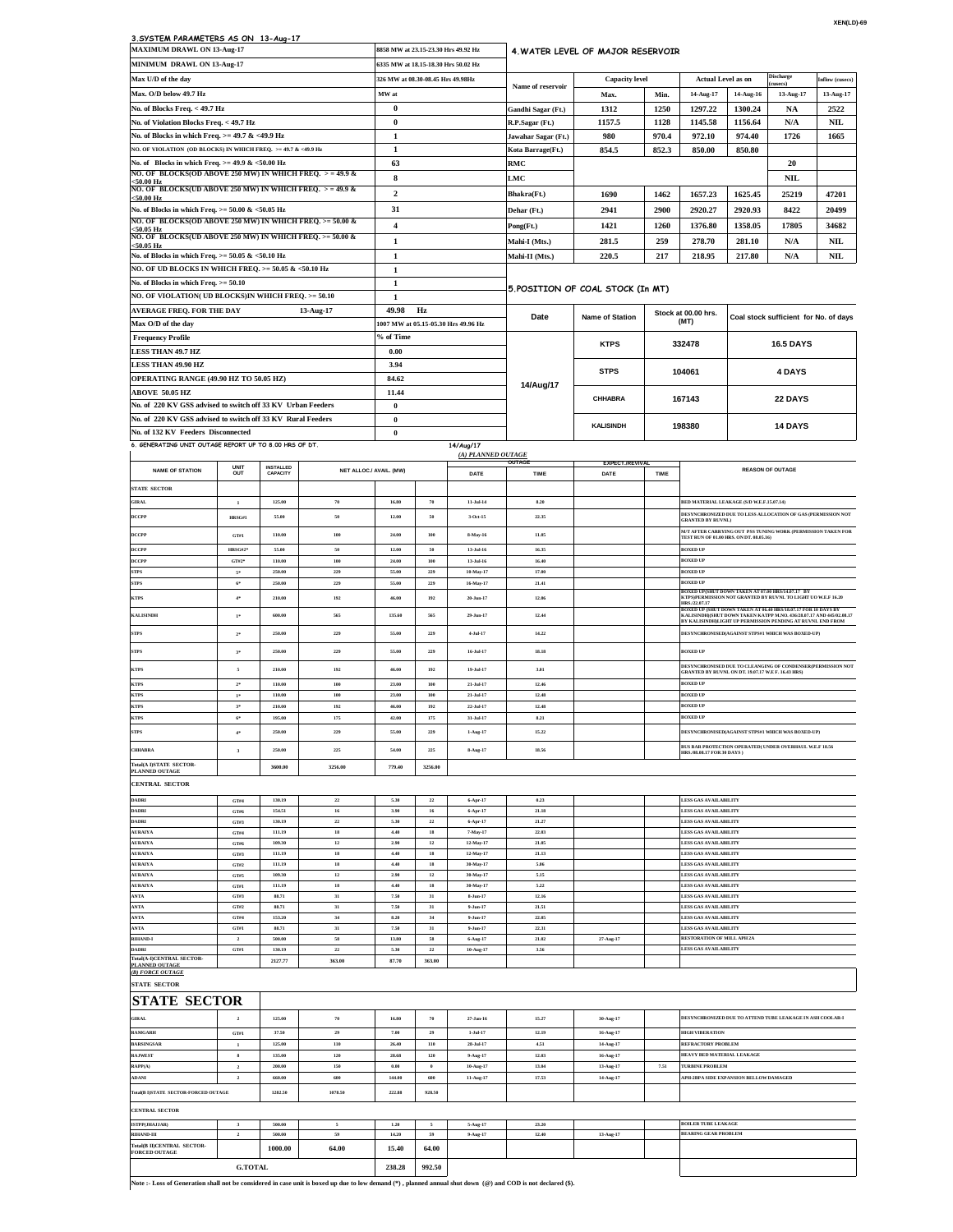XEN(LD)-69

### 3.SYSTEM PARAMETERS AS ON 13-Aug-17

| | |
|---|---|
| MAXIMUM DRAWL ON 13-Aug-17 | 8858 MW at 23.15-23.30 Hrs 49.92 Hz |
| MINIMUM DRAWL ON 13-Aug-17 | 6335 MW at 18.15-18.30 Hrs 50.02 Hz |
| Max U/D of the day | 326 MW at 08.30-08.45 Hrs 49.98Hz |
| Max. O/D below 49.7 Hz | MW at |
| No. of Blocks Freq. < 49.7 Hz | 0 |
| No. of Violation Blocks Freq. < 49.7 Hz | 0 |
| No. of Blocks in which Freq. >= 49.7 & <49.9 Hz | 1 |
| NO. OF VIOLATION (OD BLOCKS) IN WHICH FREQ. >= 49.7 & <49.9 Hz | 1 |
| No. of Blocks in which Freq. >= 49.9 & <50.00 Hz | 63 |
| NO. OF BLOCKS(OD ABOVE 250 MW) IN WHICH FREQ. > = 49.9 & <50.00 Hz | 8 |
| NO. OF BLOCKS(UD ABOVE 250 MW) IN WHICH FREQ. > = 49.9 & <50.00 Hz | 2 |
| No. of Blocks in which Freq. >= 50.00 & <50.05 Hz | 31 |
| NO. OF BLOCKS(OD ABOVE 250 MW) IN WHICH FREQ. >= 50.00 & <50.05 Hz | 4 |
| NO. OF BLOCKS(UD ABOVE 250 MW) IN WHICH FREQ. >= 50.00 & <50.05 Hz | 1 |
| No. of Blocks in which Freq. >= 50.05 & <50.10 Hz | 1 |
| NO. OF UD BLOCKS IN WHICH FREQ. >= 50.05 & <50.10 Hz | 1 |
| No. of Blocks in which Freq. >= 50.10 | 1 |
| NO. OF VIOLATION( UD BLOCKS)IN WHICH FREQ. >= 50.10 | 1 |
| AVERAGE FREQ. FOR THE DAY 13-Aug-17 | 49.98 Hz |
| Max O/D of the day | 1007 MW at 05.15-05.30 Hrs 49.96 Hz |
| Frequency Profile | % of Time |
| LESS THAN 49.7 HZ | 0.00 |
| LESS THAN 49.90 HZ | 3.94 |
| OPERATING RANGE (49.90 HZ TO 50.05 HZ) | 84.62 |
| ABOVE 50.05 HZ | 11.44 |
| No. of 220 KV GSS advised to switch off 33 KV Urban Feeders | 0 |
| No. of 220 KV GSS advised to switch off 33 KV Rural Feeders | 0 |
| No. of 132 KV Feeders Disconnected | 0 |

### 4.WATER LEVEL OF MAJOR RESERVOIR

| Name of reservoir | Capacity level Max. | Capacity level Min. | Actual Level as on 14-Aug-17 | Actual Level as on 14-Aug-16 | Discharge (cusecs) 13-Aug-17 | Inflow (cusecs) 13-Aug-17 |
|---|---|---|---|---|---|---|
| Gandhi Sagar (Ft.) | 1312 | 1250 | 1297.22 | 1300.24 | NA | 2522 |
| R.P.Sagar (Ft.) | 1157.5 | 1128 | 1145.58 | 1156.64 | N/A | NIL |
| Jawahar Sagar (Ft.) | 980 | 970.4 | 972.10 | 974.40 | 1726 | 1665 |
| Kota Barrage(Ft.) | 854.5 | 852.3 | 850.00 | 850.80 | | |
| RMC | | | | | 20 | |
| LMC | | | | | NIL | |
| Bhakra(Ft.) | 1690 | 1462 | 1657.23 | 1625.45 | 25219 | 47201 |
| Dehar (Ft.) | 2941 | 2900 | 2920.27 | 2920.93 | 8422 | 20499 |
| Pong(Ft.) | 1421 | 1260 | 1376.80 | 1358.05 | 17805 | 34682 |
| Mahi-I (Mts.) | 281.5 | 259 | 278.70 | 281.10 | N/A | NIL |
| Mahi-II (Mts.) | 220.5 | 217 | 218.95 | 217.80 | N/A | NIL |

### 5.POSITION OF COAL STOCK (In MT)

| Date | Name of Station | Stock at 00.00 hrs. (MT) | Coal stock sufficient for No. of days |
|---|---|---|---|
| 14/Aug/17 | KTPS | 332478 | 16.5 DAYS |
| | STPS | 104061 | 4 DAYS |
| | CHHABRA | 167143 | 22 DAYS |
| | KALISINDH | 198380 | 14 DAYS |

### 6. GENERATING UNIT OUTAGE REPORT UP TO 8.00 HRS OF DT. 14/Aug/17

(A) PLANNED OUTAGE

| NAME OF STATION | UNIT OUT | INSTALLED CAPACITY | NET ALLOC./ AVAIL. (MW) | | | OUTAGE DATE | OUTAGE TIME | EXPECT./REVIVAL DATE | EXPECT./REVIVAL TIME | REASON OF OUTAGE |
|---|---|---|---|---|---|---|---|---|---|---|
| STATE SECTOR | | | | | | | | | | |
| GIRAL | 1 | 125.00 | 70 | 16.80 | 70 | 11-Jul-14 | 8.20 | | | BED MATERIAL LEAKAGE (S/D W.E.F.15.07.14) |
| DCCPP | HRSG#1 | 55.00 | 50 | 12.00 | 50 | 3-Oct-15 | 22.35 | | | DESYNCHRONIZED DUE TO LESS ALLOCATION OF GAS (PERMISSION NOT GRANTED BY RUVNL) |
| DCCPP | GT#1 | 110.00 | 100 | 24.00 | 100 | 8-May-16 | 11.05 | | | S/T AFTER CARRYING OUT PSS TUNING WORK (PERMISSION TAKEN FOR TEST RUN OF 01.00 HRS. ON DT. 08.05.16) |
| DCCPP | HRSG#2* | 55.00 | 50 | 12.00 | 50 | 13-Jul-16 | 16.35 | | | BOXED UP |
| DCCPP | GT#2* | 110.00 | 100 | 24.00 | 100 | 13-Jul-16 | 16.40 | | | BOXED UP |
| STPS | 5* | 250.00 | 229 | 55.00 | 229 | 10-May-17 | 17.00 | | | BOXED UP |
| STPS | 6* | 250.00 | 229 | 55.00 | 229 | 16-May-17 | 21.41 | | | BOXED UP |
| KTPS | 4* | 210.00 | 192 | 46.00 | 192 | 20-Jun-17 | 12.06 | | | BOXED UP(SHUT DOWN TAKEN AT 07.00 HRS/14.07.17 BY KTPS)PERMISSION NOT GRANTED BY RUVNL TO LIGHT UO W.E.F 16.20 HRS /22.07.17 |
| KALISINDH | 1* | 600.00 | 565 | 135.60 | 565 | 29-Jun-17 | 12.44 | | | BOXED UP (SHUT DOWN TAKEN AT 06.40 HRS/10.07.17 FOR 10 DAYS BY KALISINDH)SHUT DOWN TAKEN KATPP M.NO. 436/28.07.17 AND 445/02.08.17 BY KALISINDH(LIGHT UP PERMISSION PENDING AT RUVNL END FROM |
| STPS | 2* | 250.00 | 229 | 55.00 | 229 | 4-Jul-17 | 14.22 | | | DESYNCHRONESED(AGAINST STPS#1 WHICH WAS BOXED-UP) |
| STPS | 3* | 250.00 | 229 | 55.00 | 229 | 16-Jul-17 | 18.18 | | | BOXED UP |
| KTPS | 5 | 210.00 | 192 | 46.00 | 192 | 19-Jul-17 | 3.01 | | | DESYNCHRONESED DUE TO CLEANGING OF CONDENSER(PERMISSION NOT GRANTED BY RUVNL ON DT. 19.07.17 W.E.F. 16.43 HRS) |
| KTPS | 2* | 110.00 | 100 | 23.00 | 100 | 21-Jul-17 | 12.46 | | | BOXED UP |
| KTPS | 1* | 110.00 | 100 | 23.00 | 100 | 21-Jul-17 | 12.48 | | | BOXED UP |
| KTPS | 3* | 210.00 | 192 | 46.00 | 192 | 22-Jul-17 | 12.48 | | | BOXED UP |
| KTPS | 6* | 195.00 | 175 | 42.00 | 175 | 31-Jul-17 | 8.21 | | | BOXED UP |
| STPS | 4* | 250.00 | 229 | 55.00 | 229 | 1-Aug-17 | 15.22 | | | DESYNCHRONESED(AGAINST STPS#1 WHICH WAS BOXED-UP) |
| CHHABRA | 3 | 250.00 | 225 | 54.00 | 225 | 8-Aug-17 | 18.56 | | | BUS BAR PROTECTION OPERATED( UNDER OVERHAUL W.E.F 18.56 HRS /08.08.17 FOR 30 DAYS ) |
| Total(A I)STATE SECTOR-PLANNED OUTAGE | | 3600.00 | 3256.00 | 779.40 | 3256.00 | | | | | |
| CENTRAL SECTOR | | | | | | | | | | |
| DADRI | GT#4 | 130.19 | 22 | 5.30 | 22 | 6-Apr-17 | 0.23 | | | LESS GAS AVAILABILITY |
| DADRI | GT#6 | 154.51 | 16 | 3.90 | 16 | 6-Apr-17 | 21.18 | | | LESS GAS AVAILABILITY |
| DADRI | GT#3 | 130.19 | 22 | 5.30 | 22 | 6-Apr-17 | 21.27 | | | LESS GAS AVAILABILITY |
| AURAIYA | GT#4 | 111.19 | 18 | 4.40 | 18 | 7-May-17 | 22.03 | | | LESS GAS AVAILABILITY |
| AURAIYA | GT#6 | 109.30 | 12 | 2.90 | 12 | 12-May-17 | 21.05 | | | LESS GAS AVAILABILITY |
| AURAIYA | GT#3 | 111.19 | 18 | 4.40 | 18 | 12-May-17 | 21.13 | | | LESS GAS AVAILABILITY |
| AURAIYA | GT#2 | 111.19 | 18 | 4.40 | 18 | 30-May-17 | 5.06 | | | LESS GAS AVAILABILITY |
| AURAIYA | GT#5 | 109.30 | 12 | 2.90 | 12 | 30-May-17 | 5.15 | | | LESS GAS AVAILABILITY |
| AURAIYA | GT#1 | 111.19 | 18 | 4.40 | 18 | 30-May-17 | 5.22 | | | LESS GAS AVAILABILITY |
| ANTA | GT#3 | 88.71 | 31 | 7.50 | 31 | 8-Jun-17 | 12.16 | | | LESS GAS AVAILABILITY |
| ANTA | GT#2 | 88.71 | 31 | 7.50 | 31 | 9-Jun-17 | 21.51 | | | LESS GAS AVAILABILITY |
| ANTA | GT#4 | 153.20 | 34 | 8.20 | 34 | 9-Jun-17 | 22.05 | | | LESS GAS AVAILABILITY |
| ANTA | GT#1 | 88.71 | 31 | 7.50 | 31 | 9-Jun-17 | 22.31 | | | LESS GAS AVAILABILITY |
| RIHAND-I | 2 | 500.00 | 58 | 13.80 | 58 | 6-Aug-17 | 21.02 | 27-Aug-17 | | RESTORATION OF MILL APH 2A |
| DADRI | GT#1 | 130.19 | 22 | 5.30 | 22 | 10-Aug-17 | 3.56 | | | LESS GAS AVAILABILITY |
| Total(A-I)CENTRAL SECTOR-PLANNED OUTAGE | | 2127.77 | 363.00 | 87.70 | 363.00 | | | | | |

(B) FORCE OUTAGE

| NAME OF STATION | UNIT OUT | INSTALLED CAPACITY | NET ALLOC./ AVAIL. (MW) | | | OUTAGE DATE | OUTAGE TIME | EXPECT./REVIVAL DATE | EXPECT./REVIVAL TIME | REASON OF OUTAGE |
|---|---|---|---|---|---|---|---|---|---|---|
| STATE SECTOR | | | | | | | | | | |
| GIRAL | 2 | 125.00 | 70 | 16.80 | 70 | 27-Jan-16 | 15.27 | 30-Aug-17 | | DESYNCHRONIZED DUE TO ATTEND TUBE LEAKAGE IN ASH COOLAR-I |
| RAMGARH | GT#1 | 37.50 | 29 | 7.00 | 29 | 1-Jul-17 | 12.19 | 16-Aug-17 | | HIGH VIBERATION |
| BARSINGSAR | 1 | 125.00 | 110 | 26.40 | 110 | 28-Jul-17 | 4.51 | 14-Aug-17 | | REFRACTORY PROBLEM |
| RAJWEST | 8 | 135.00 | 120 | 28.60 | 120 | 9-Aug-17 | 12.03 | 16-Aug-17 | | HEAVY BED MATERIAL LEAKAGE |
| RAPP(A) | 2 | 200.00 | 150 | 0.00 | 0 | 10-Aug-17 | 13.04 | 13-Aug-17 | 7.51 | TURBINE PROBLEM |
| ADANI | 2 | 660.00 | 600 | 144.00 | 600 | 11-Aug-17 | 17.53 | 14-Aug-17 | | APH-2BPA SIDE EXPANSION BELLOW DAMAGED |
| Total(B I)STATE SECTOR-FORCED OUTAGE | | 1282.50 | 1078.50 | 222.80 | 928.50 | | | | | |
| CENTRAL SECTOR | | | | | | | | | | |
| ISTPP(JHAJJAR) | 3 | 500.00 | 5 | 1.20 | 5 | 5-Aug-17 | 23.20 | | | BOILER TUBE LEAKAGE |
| RIHAND-III | 2 | 500.00 | 59 | 14.20 | 59 | 9-Aug-17 | 12.40 | 13-Aug-17 | | BEARING GEAR PROBLEM |
| Total(B II)CENTRAL SECTOR-FORCED OUTAGE | | 1000.00 | 64.00 | 15.40 | 64.00 | | | | | |
| G.TOTAL | | | | 238.28 | 992.50 | | | | | |

Note :- Loss of Generation shall not be considered in case unit is boxed up due to low demand (*) , planned annual shut down (@) and COD is not declared ($).